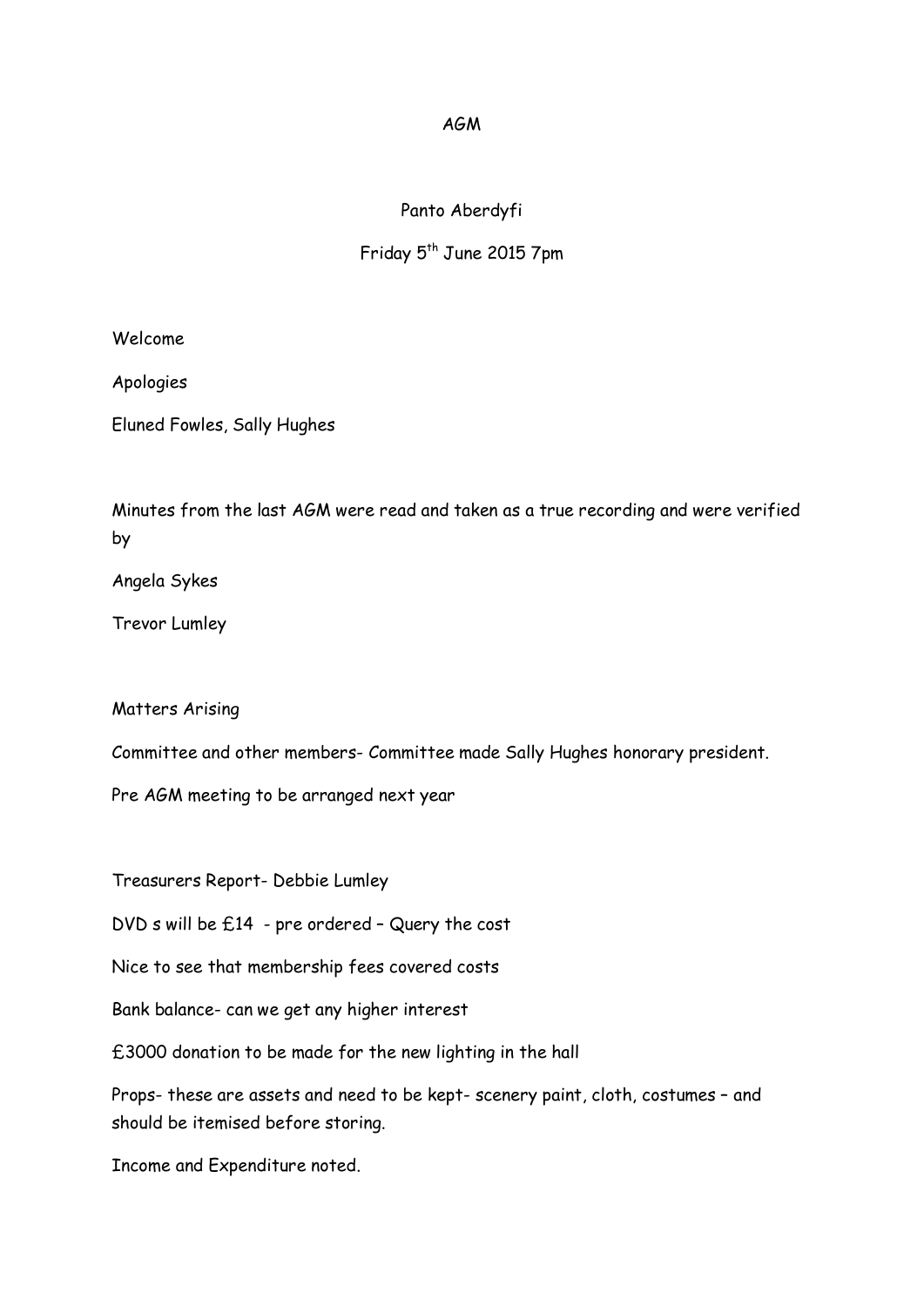# AGM

## Panto Aberdyfi

Friday 5th June 2015 7pm

Welcome

Apologies

Eluned Fowles, Sally Hughes

Minutes from the last AGM were read and taken as a true recording and were verified by

Angela Sykes

Trevor Lumley

Matters Arising

Committee and other members- Committee made Sally Hughes honorary president.

Pre AGM meeting to be arranged next year

Treasurers Report- Debbie Lumley

DVD s will be £14 - pre ordered – Query the cost

Nice to see that membership fees covered costs

Bank balance- can we get any higher interest

£3000 donation to be made for the new lighting in the hall

Props- these are assets and need to be kept- scenery paint, cloth, costumes – and should be itemised before storing.

Income and Expenditure noted.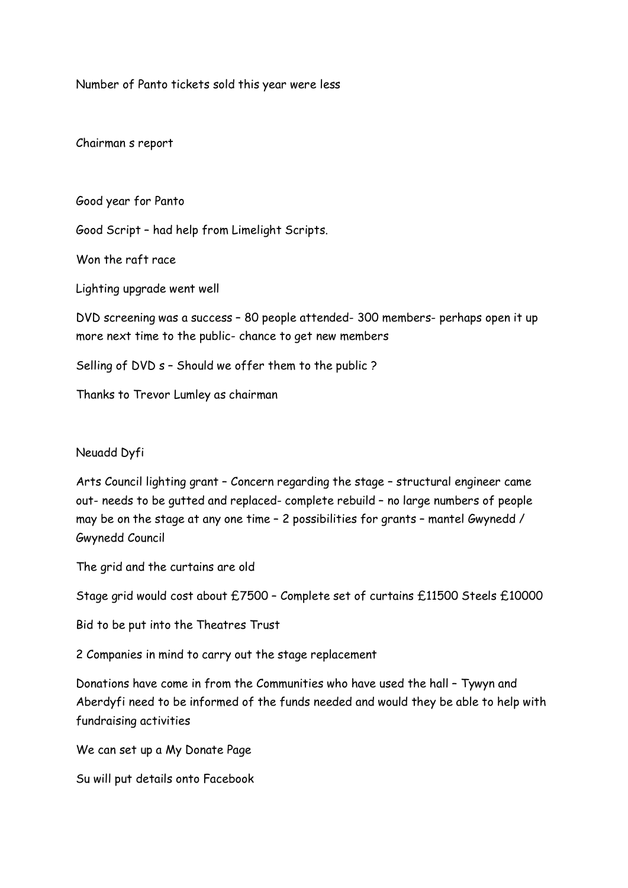Number of Panto tickets sold this year were less

Chairman s report

Good year for Panto

Good Script – had help from Limelight Scripts.

Won the raft race

Lighting upgrade went well

DVD screening was a success – 80 people attended- 300 members- perhaps open it up more next time to the public- chance to get new members

Selling of DVD s – Should we offer them to the public ?

Thanks to Trevor Lumley as chairman

Neuadd Dyfi

Arts Council lighting grant – Concern regarding the stage – structural engineer came out- needs to be gutted and replaced- complete rebuild – no large numbers of people may be on the stage at any one time – 2 possibilities for grants – mantel Gwynedd / Gwynedd Council

The grid and the curtains are old

Stage grid would cost about £7500 – Complete set of curtains £11500 Steels £10000

Bid to be put into the Theatres Trust

2 Companies in mind to carry out the stage replacement

Donations have come in from the Communities who have used the hall – Tywyn and Aberdyfi need to be informed of the funds needed and would they be able to help with fundraising activities

We can set up a My Donate Page

Su will put details onto Facebook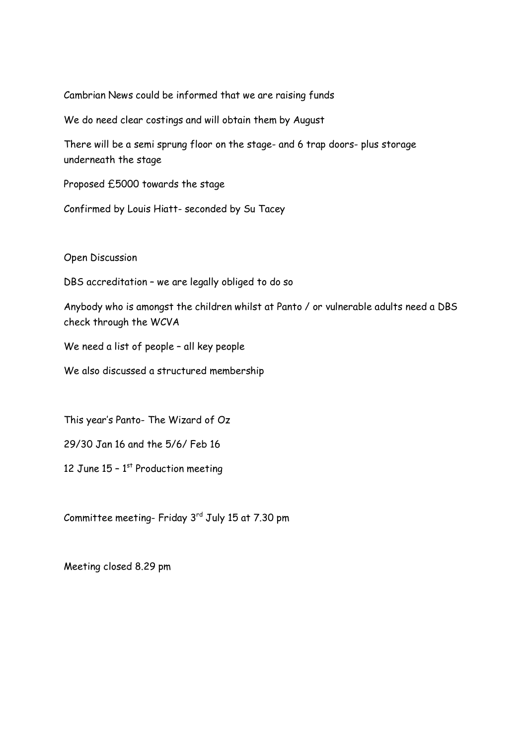Cambrian News could be informed that we are raising funds

We do need clear costings and will obtain them by August

There will be a semi sprung floor on the stage- and 6 trap doors- plus storage underneath the stage

Proposed £5000 towards the stage

Confirmed by Louis Hiatt- seconded by Su Tacey

Open Discussion

DBS accreditation – we are legally obliged to do so

Anybody who is amongst the children whilst at Panto / or vulnerable adults need a DBS check through the WCVA

We need a list of people – all key people

We also discussed a structured membership

This year's Panto- The Wizard of Oz

29/30 Jan 16 and the 5/6/ Feb 16

12 June 15 – 1st Production meeting

Committee meeting- Friday 3rd July 15 at 7.30 pm

Meeting closed 8.29 pm